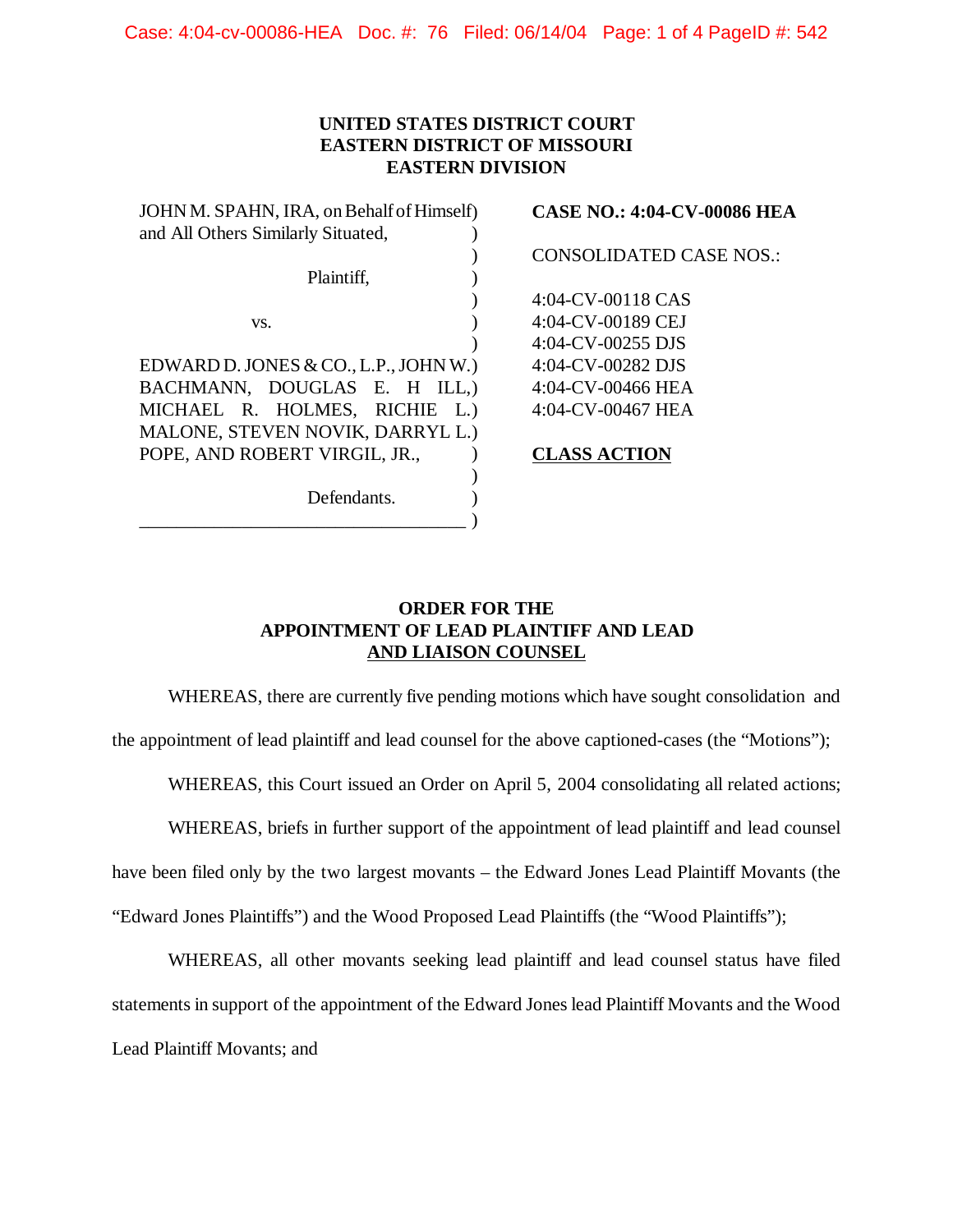**UNITED STATES DISTRICT COURT**
**EASTERN DISTRICT OF MISSOURI**
**EASTERN DIVISION**

JOHN M. SPAHN, IRA, on Behalf of Himself and All Others Similarly Situated,

Plaintiff,

vs.

EDWARD D. JONES & CO., L.P., JOHN W. BACHMANN, DOUGLAS E. HILL, MICHAEL R. HOLMES, RICHIE L. MALONE, STEVEN NOVIK, DARRYL L. POPE, AND ROBERT VIRGIL, JR.,

Defendants.

**CASE NO.: 4:04-CV-00086 HEA**

CONSOLIDATED CASE NOS.:

4:04-CV-00118 CAS
4:04-CV-00189 CEJ
4:04-CV-00255 DJS
4:04-CV-00282 DJS
4:04-CV-00466 HEA
4:04-CV-00467 HEA

**CLASS ACTION**

**ORDER FOR THE APPOINTMENT OF LEAD PLAINTIFF AND LEAD AND LIAISON COUNSEL**

WHEREAS, there are currently five pending motions which have sought consolidation and the appointment of lead plaintiff and lead counsel for the above captioned-cases (the "Motions");

WHEREAS, this Court issued an Order on April 5, 2004 consolidating all related actions;

WHEREAS, briefs in further support of the appointment of lead plaintiff and lead counsel have been filed only by the two largest movants – the Edward Jones Lead Plaintiff Movants (the "Edward Jones Plaintiffs") and the Wood Proposed Lead Plaintiffs (the "Wood Plaintiffs");

WHEREAS, all other movants seeking lead plaintiff and lead counsel status have filed statements in support of the appointment of the Edward Jones lead Plaintiff Movants and the Wood Lead Plaintiff Movants; and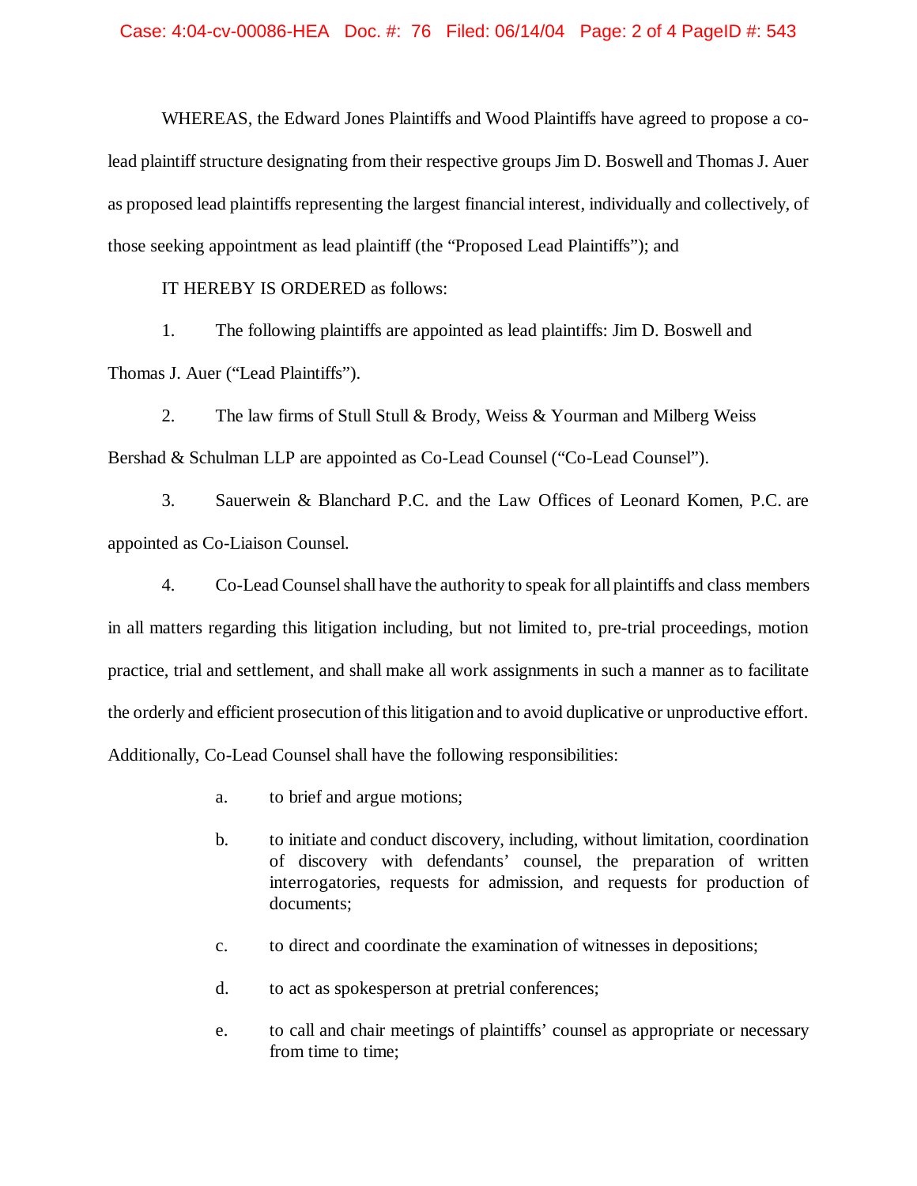WHEREAS, the Edward Jones Plaintiffs and Wood Plaintiffs have agreed to propose a co-lead plaintiff structure designating from their respective groups Jim D. Boswell and Thomas J. Auer as proposed lead plaintiffs representing the largest financial interest, individually and collectively, of those seeking appointment as lead plaintiff (the "Proposed Lead Plaintiffs"); and

IT HEREBY IS ORDERED as follows:

1. The following plaintiffs are appointed as lead plaintiffs: Jim D. Boswell and Thomas J. Auer ("Lead Plaintiffs").

2. The law firms of Stull Stull & Brody, Weiss & Yourman and Milberg Weiss Bershad & Schulman LLP are appointed as Co-Lead Counsel ("Co-Lead Counsel").

3. Sauerwein & Blanchard P.C. and the Law Offices of Leonard Komen, P.C. are appointed as Co-Liaison Counsel.

4. Co-Lead Counsel shall have the authority to speak for all plaintiffs and class members in all matters regarding this litigation including, but not limited to, pre-trial proceedings, motion practice, trial and settlement, and shall make all work assignments in such a manner as to facilitate the orderly and efficient prosecution of this litigation and to avoid duplicative or unproductive effort. Additionally, Co-Lead Counsel shall have the following responsibilities:

   a. to brief and argue motions;

   b. to initiate and conduct discovery, including, without limitation, coordination of discovery with defendants' counsel, the preparation of written interrogatories, requests for admission, and requests for production of documents;

   c. to direct and coordinate the examination of witnesses in depositions;

   d. to act as spokesperson at pretrial conferences;

   e. to call and chair meetings of plaintiffs' counsel as appropriate or necessary from time to time;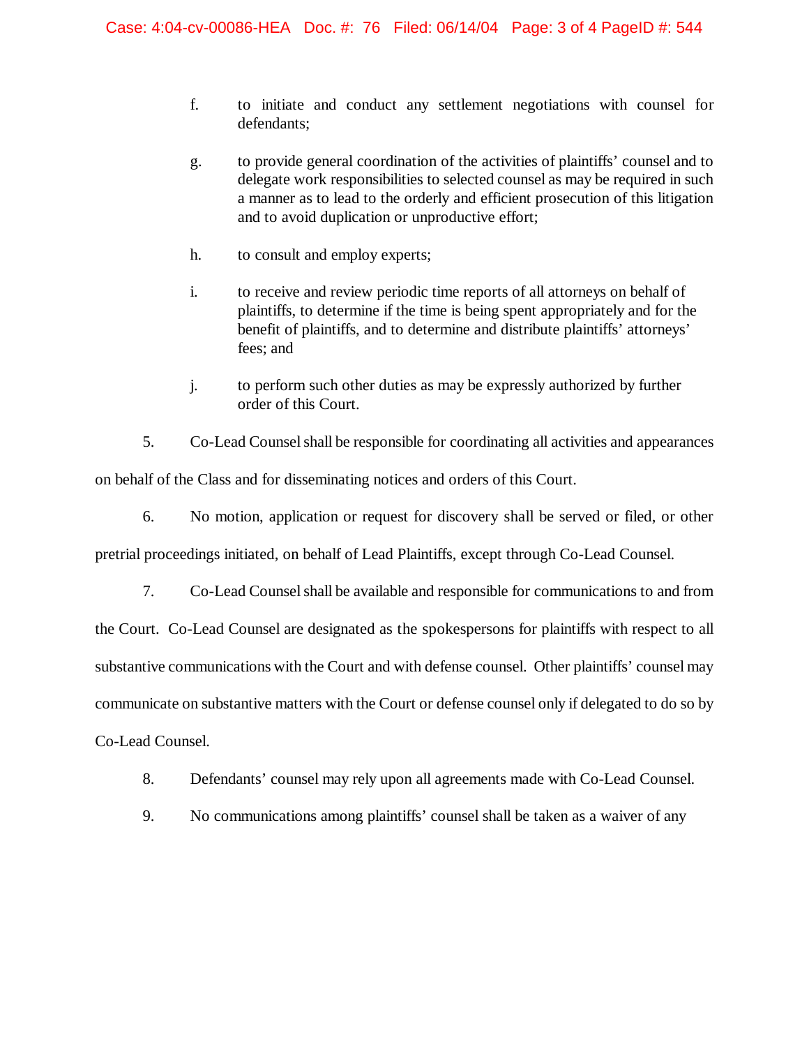f. to initiate and conduct any settlement negotiations with counsel for defendants;

g. to provide general coordination of the activities of plaintiffs' counsel and to delegate work responsibilities to selected counsel as may be required in such a manner as to lead to the orderly and efficient prosecution of this litigation and to avoid duplication or unproductive effort;

h. to consult and employ experts;

i. to receive and review periodic time reports of all attorneys on behalf of plaintiffs, to determine if the time is being spent appropriately and for the benefit of plaintiffs, and to determine and distribute plaintiffs' attorneys' fees; and

j. to perform such other duties as may be expressly authorized by further order of this Court.

5. Co-Lead Counsel shall be responsible for coordinating all activities and appearances on behalf of the Class and for disseminating notices and orders of this Court.

6. No motion, application or request for discovery shall be served or filed, or other pretrial proceedings initiated, on behalf of Lead Plaintiffs, except through Co-Lead Counsel.

7. Co-Lead Counsel shall be available and responsible for communications to and from the Court. Co-Lead Counsel are designated as the spokespersons for plaintiffs with respect to all substantive communications with the Court and with defense counsel. Other plaintiffs' counsel may communicate on substantive matters with the Court or defense counsel only if delegated to do so by Co-Lead Counsel.

8. Defendants' counsel may rely upon all agreements made with Co-Lead Counsel.

9. No communications among plaintiffs' counsel shall be taken as a waiver of any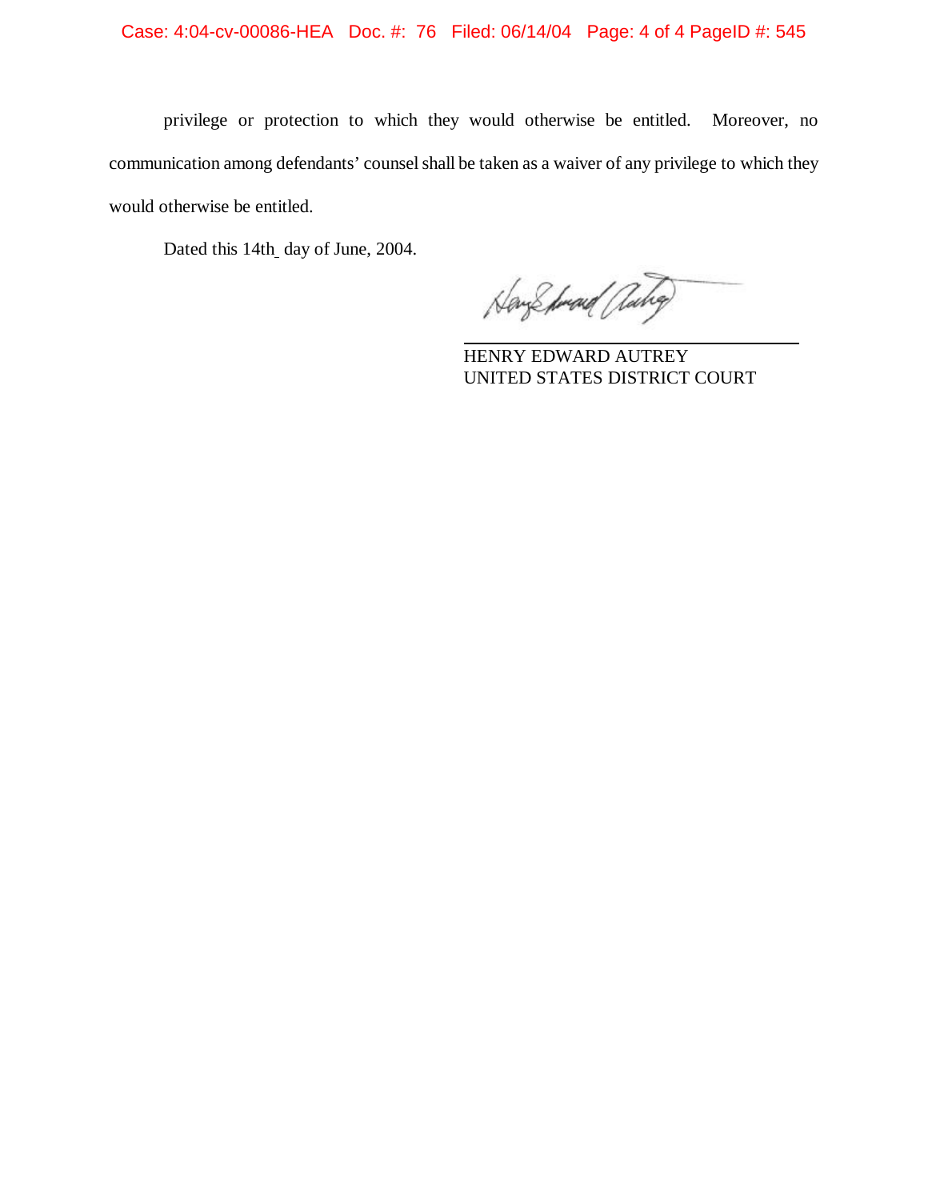privilege or protection to which they would otherwise be entitled. Moreover, no communication among defendants' counsel shall be taken as a waiver of any privilege to which they would otherwise be entitled.

Dated this 14th day of June, 2004.

HENRY EDWARD AUTREY
UNITED STATES DISTRICT COURT